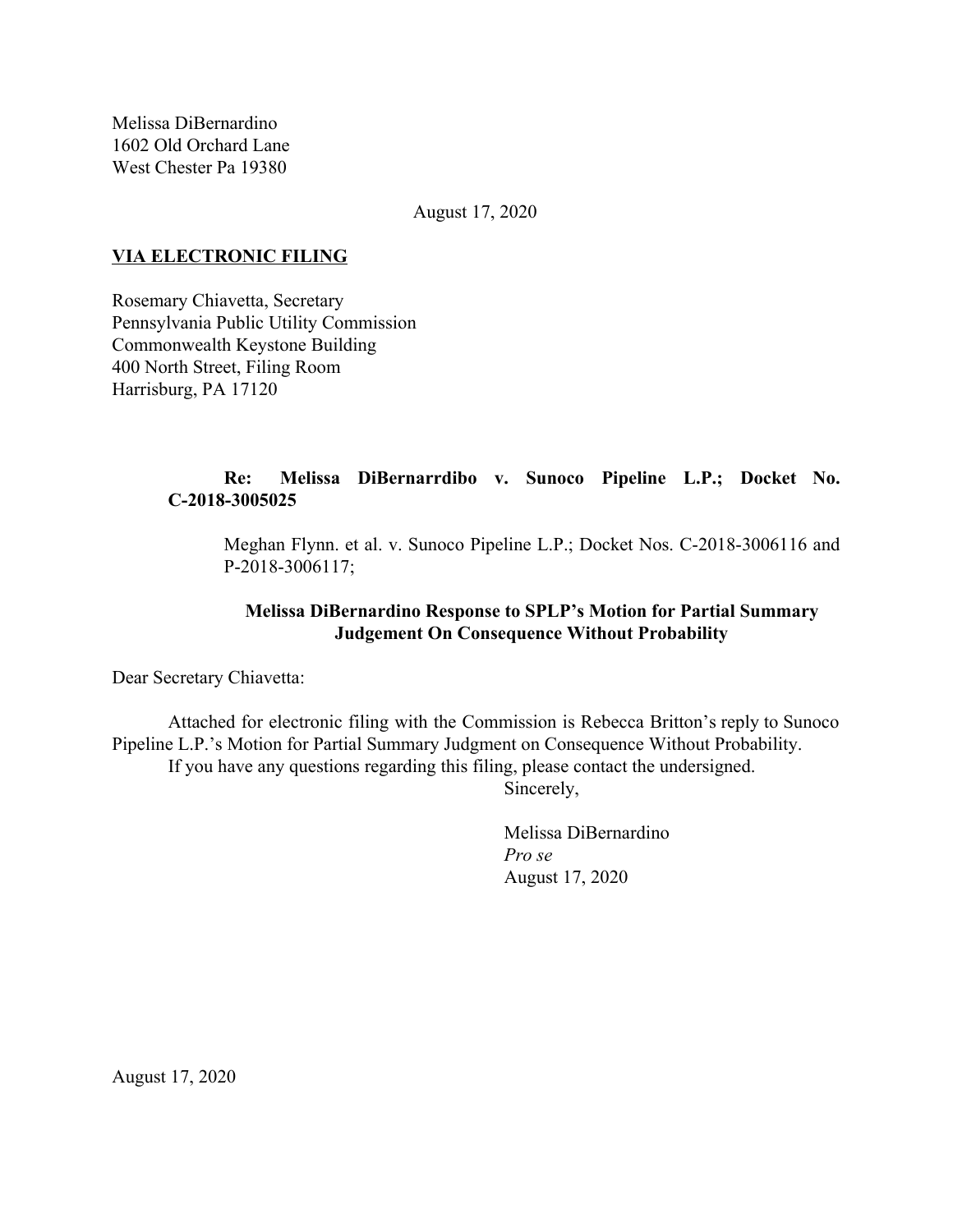Melissa DiBernardino
1602 Old Orchard Lane
West Chester Pa 19380

August 17, 2020

**VIA ELECTRONIC FILING**

Rosemary Chiavetta, Secretary
Pennsylvania Public Utility Commission
Commonwealth Keystone Building
400 North Street, Filing Room
Harrisburg, PA 17120

**Re: Melissa DiBernarrdibo v. Sunoco Pipeline L.P.; Docket No. C-2018-3005025**

Meghan Flynn. et al. v. Sunoco Pipeline L.P.; Docket Nos. C-2018-3006116 and P-2018-3006117;

**Melissa DiBernardino Response to SPLP's Motion for Partial Summary Judgement On Consequence Without Probability**

Dear Secretary Chiavetta:

Attached for electronic filing with the Commission is Rebecca Britton's reply to Sunoco Pipeline L.P.'s Motion for Partial Summary Judgment on Consequence Without Probability.

If you have any questions regarding this filing, please contact the undersigned.

Sincerely,

Melissa DiBernardino
*Pro se*
August 17, 2020

August 17, 2020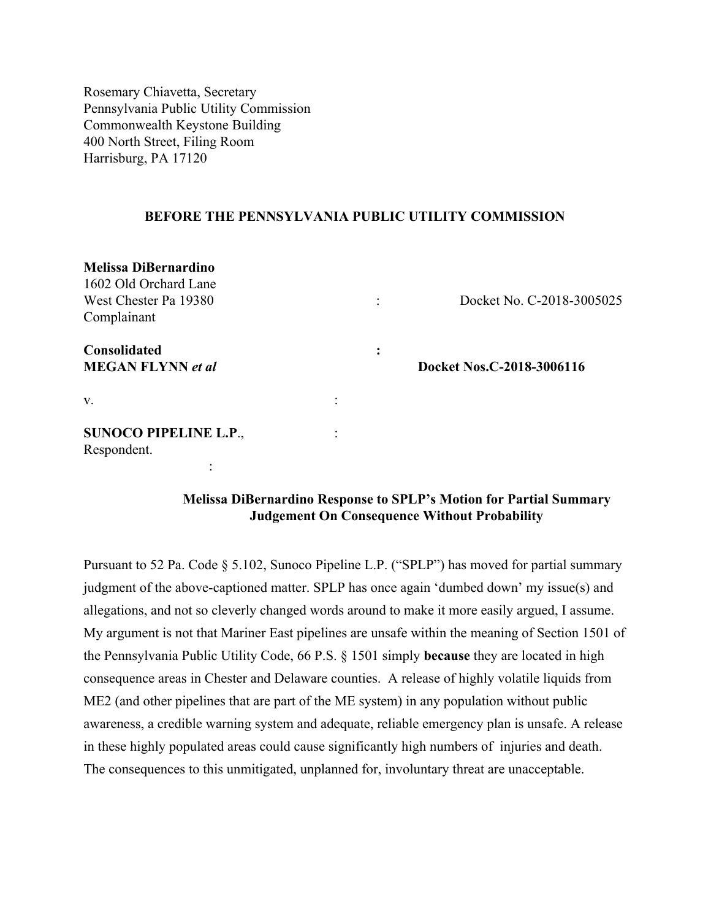Rosemary Chiavetta, Secretary
Pennsylvania Public Utility Commission
Commonwealth Keystone Building
400 North Street, Filing Room
Harrisburg, PA 17120

**BEFORE THE PENNSYLVANIA PUBLIC UTILITY COMMISSION**

**Melissa DiBernardino**
1602 Old Orchard Lane
West Chester Pa 19380 : Docket No. C-2018-3005025
Complainant

**Consolidated** :
**MEGAN FLYNN** ***et al*** **Docket Nos.C-2018-3006116**

v. :

**SUNOCO PIPELINE L.P**., :
Respondent.
:

**Melissa DiBernardino Response to SPLP's Motion for Partial Summary Judgement On Consequence Without Probability**

Pursuant to 52 Pa. Code § 5.102, Sunoco Pipeline L.P. ("SPLP") has moved for partial summary judgment of the above-captioned matter. SPLP has once again 'dumbed down' my issue(s) and allegations, and not so cleverly changed words around to make it more easily argued, I assume. My argument is not that Mariner East pipelines are unsafe within the meaning of Section 1501 of the Pennsylvania Public Utility Code, 66 P.S. § 1501 simply **because** they are located in high consequence areas in Chester and Delaware counties. A release of highly volatile liquids from ME2 (and other pipelines that are part of the ME system) in any population without public awareness, a credible warning system and adequate, reliable emergency plan is unsafe. A release in these highly populated areas could cause significantly high numbers of injuries and death. The consequences to this unmitigated, unplanned for, involuntary threat are unacceptable.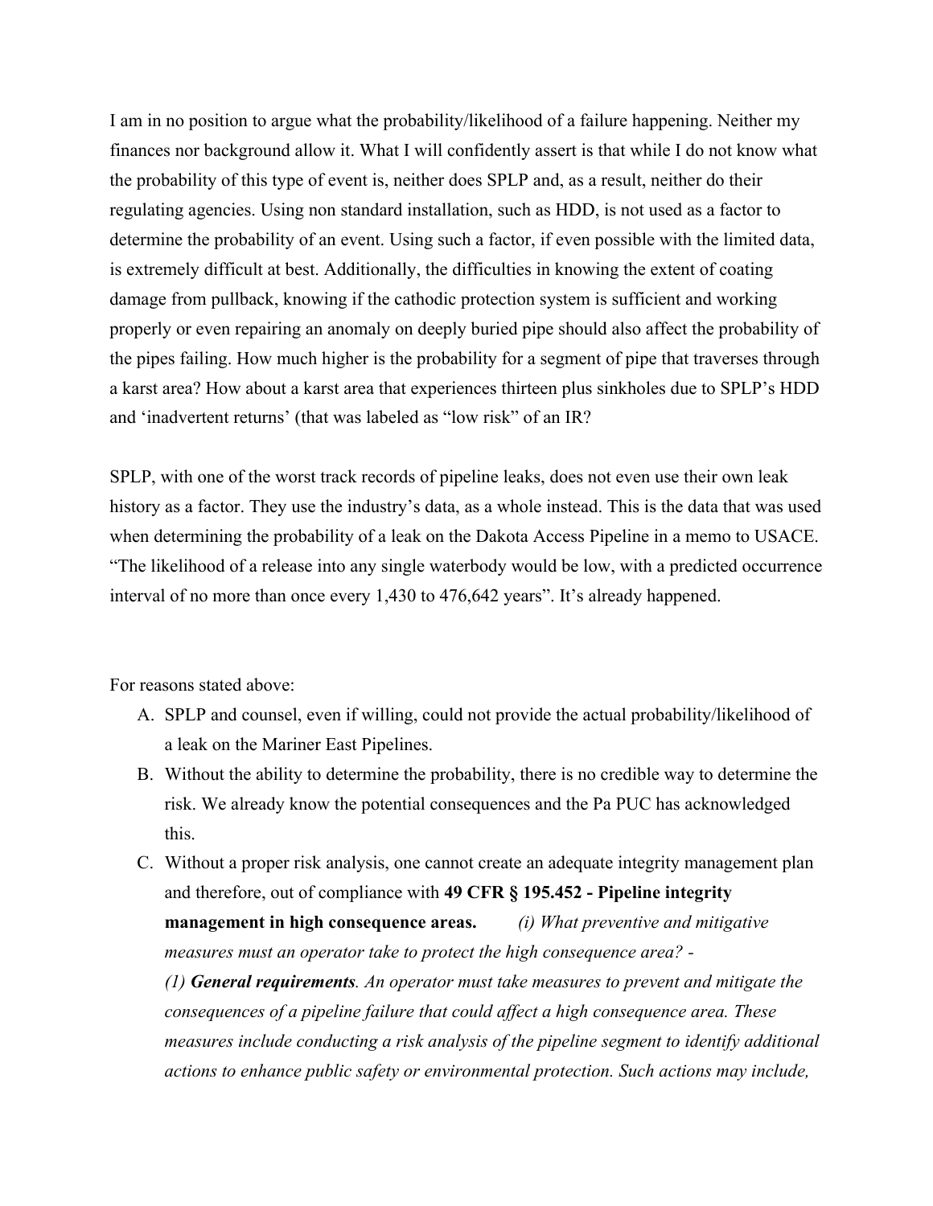I am in no position to argue what the probability/likelihood of a failure happening. Neither my finances nor background allow it. What I will confidently assert is that while I do not know what the probability of this type of event is, neither does SPLP and, as a result, neither do their regulating agencies. Using non standard installation, such as HDD, is not used as a factor to determine the probability of an event. Using such a factor, if even possible with the limited data, is extremely difficult at best. Additionally, the difficulties in knowing the extent of coating damage from pullback, knowing if the cathodic protection system is sufficient and working properly or even repairing an anomaly on deeply buried pipe should also affect the probability of the pipes failing. How much higher is the probability for a segment of pipe that traverses through a karst area? How about a karst area that experiences thirteen plus sinkholes due to SPLP's HDD and 'inadvertent returns' (that was labeled as "low risk" of an IR?

SPLP, with one of the worst track records of pipeline leaks, does not even use their own leak history as a factor. They use the industry's data, as a whole instead. This is the data that was used when determining the probability of a leak on the Dakota Access Pipeline in a memo to USACE. "The likelihood of a release into any single waterbody would be low, with a predicted occurrence interval of no more than once every 1,430 to 476,642 years". It's already happened.

For reasons stated above:

A. SPLP and counsel, even if willing, could not provide the actual probability/likelihood of a leak on the Mariner East Pipelines.
B. Without the ability to determine the probability, there is no credible way to determine the risk. We already know the potential consequences and the Pa PUC has acknowledged this.
C. Without a proper risk analysis, one cannot create an adequate integrity management plan and therefore, out of compliance with **49 CFR § 195.452 - Pipeline integrity management in high consequence areas.** *(i) What preventive and mitigative measures must an operator take to protect the high consequence area? -*
*(1)* ***General requirements****. An operator must take measures to prevent and mitigate the consequences of a pipeline failure that could affect a high consequence area. These measures include conducting a risk analysis of the pipeline segment to identify additional actions to enhance public safety or environmental protection. Such actions may include,*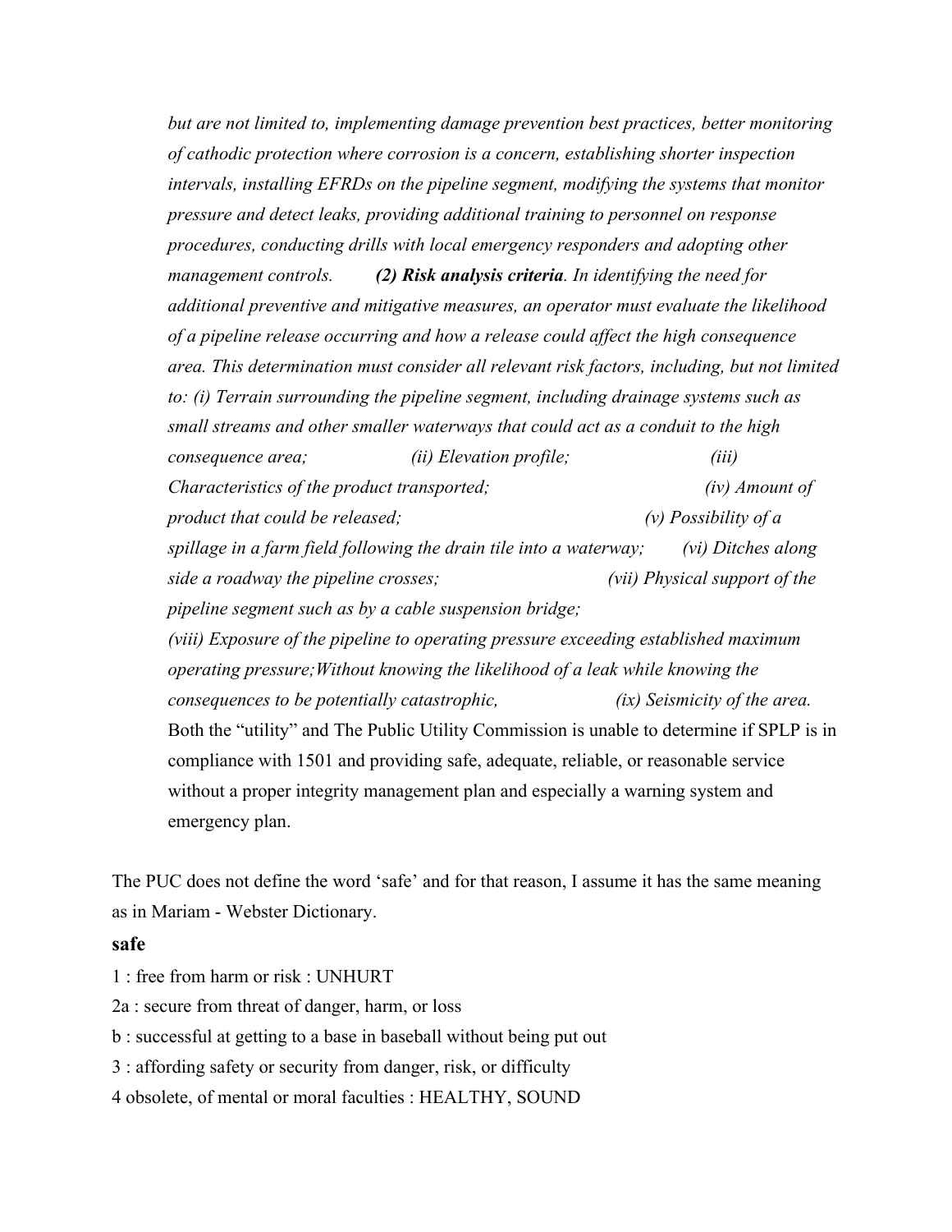*but are not limited to, implementing damage prevention best practices, better monitoring of cathodic protection where corrosion is a concern, establishing shorter inspection intervals, installing EFRDs on the pipeline segment, modifying the systems that monitor pressure and detect leaks, providing additional training to personnel on response procedures, conducting drills with local emergency responders and adopting other management controls.* ***(2) Risk analysis criteria****. In identifying the need for additional preventive and mitigative measures, an operator must evaluate the likelihood of a pipeline release occurring and how a release could affect the high consequence area. This determination must consider all relevant risk factors, including, but not limited to: (i) Terrain surrounding the pipeline segment, including drainage systems such as small streams and other smaller waterways that could act as a conduit to the high consequence area; (ii) Elevation profile; (iii) Characteristics of the product transported; (iv) Amount of product that could be released; (v) Possibility of a spillage in a farm field following the drain tile into a waterway; (vi) Ditches along side a roadway the pipeline crosses; (vii) Physical support of the pipeline segment such as by a cable suspension bridge; (viii) Exposure of the pipeline to operating pressure exceeding established maximum operating pressure;Without knowing the likelihood of a leak while knowing the consequences to be potentially catastrophic, (ix) Seismicity of the area.*

Both the "utility" and The Public Utility Commission is unable to determine if SPLP is in compliance with 1501 and providing safe, adequate, reliable, or reasonable service without a proper integrity management plan and especially a warning system and emergency plan.

The PUC does not define the word 'safe' and for that reason, I assume it has the same meaning as in Mariam - Webster Dictionary.

**safe**

1 : free from harm or risk : UNHURT

2a : secure from threat of danger, harm, or loss

b : successful at getting to a base in baseball without being put out

3 : affording safety or security from danger, risk, or difficulty

4 obsolete, of mental or moral faculties : HEALTHY, SOUND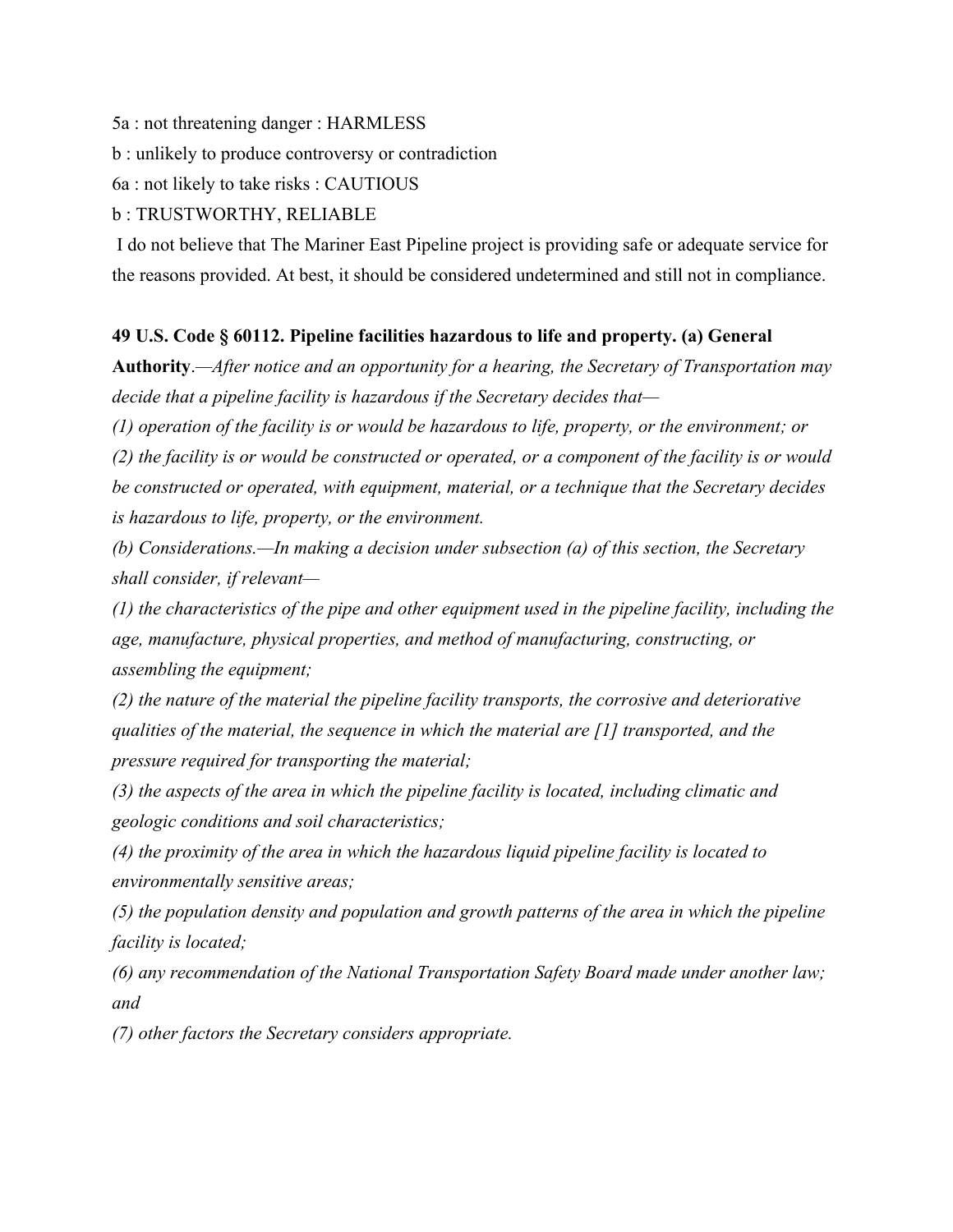5a : not threatening danger : HARMLESS

b : unlikely to produce controversy or contradiction

6a : not likely to take risks : CAUTIOUS

b : TRUSTWORTHY, RELIABLE

I do not believe that The Mariner East Pipeline project is providing safe or adequate service for the reasons provided. At best, it should be considered undetermined and still not in compliance.

**49 U.S. Code § 60112. Pipeline facilities hazardous to life and property. (a) General Authority**.—*After notice and an opportunity for a hearing, the Secretary of Transportation may decide that a pipeline facility is hazardous if the Secretary decides that—*

*(1) operation of the facility is or would be hazardous to life, property, or the environment; or*

*(2) the facility is or would be constructed or operated, or a component of the facility is or would be constructed or operated, with equipment, material, or a technique that the Secretary decides is hazardous to life, property, or the environment.*

*(b) Considerations.—In making a decision under subsection (a) of this section, the Secretary shall consider, if relevant—*

*(1) the characteristics of the pipe and other equipment used in the pipeline facility, including the age, manufacture, physical properties, and method of manufacturing, constructing, or assembling the equipment;*

*(2) the nature of the material the pipeline facility transports, the corrosive and deteriorative qualities of the material, the sequence in which the material are [1] transported, and the pressure required for transporting the material;*

*(3) the aspects of the area in which the pipeline facility is located, including climatic and geologic conditions and soil characteristics;*

*(4) the proximity of the area in which the hazardous liquid pipeline facility is located to environmentally sensitive areas;*

*(5) the population density and population and growth patterns of the area in which the pipeline facility is located;*

*(6) any recommendation of the National Transportation Safety Board made under another law; and*

*(7) other factors the Secretary considers appropriate.*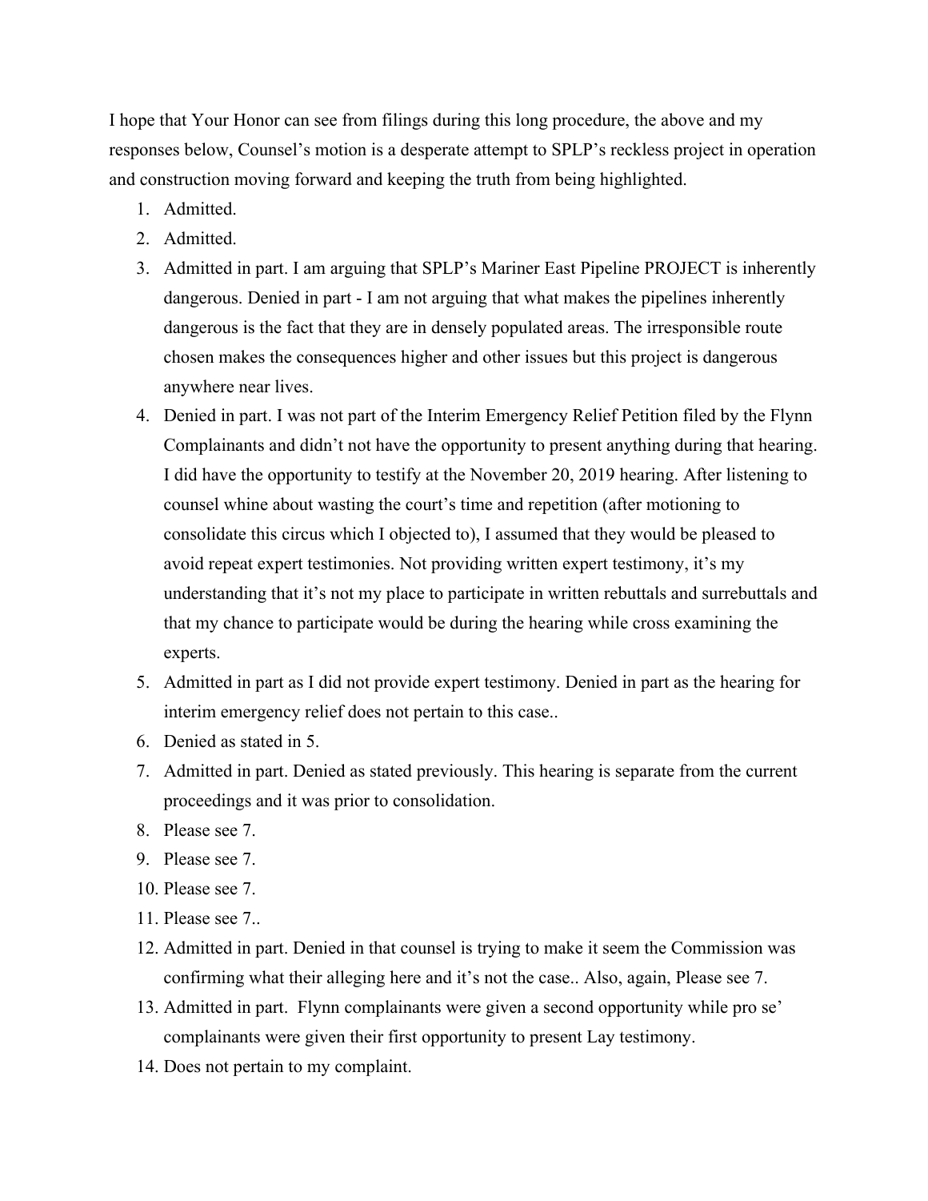I hope that Your Honor can see from filings during this long procedure, the above and my responses below, Counsel's motion is a desperate attempt to SPLP's reckless project in operation and construction moving forward and keeping the truth from being highlighted.

1. Admitted.
2. Admitted.
3. Admitted in part. I am arguing that SPLP's Mariner East Pipeline PROJECT is inherently dangerous. Denied in part - I am not arguing that what makes the pipelines inherently dangerous is the fact that they are in densely populated areas. The irresponsible route chosen makes the consequences higher and other issues but this project is dangerous anywhere near lives.
4. Denied in part. I was not part of the Interim Emergency Relief Petition filed by the Flynn Complainants and didn't not have the opportunity to present anything during that hearing. I did have the opportunity to testify at the November 20, 2019 hearing. After listening to counsel whine about wasting the court's time and repetition (after motioning to consolidate this circus which I objected to), I assumed that they would be pleased to avoid repeat expert testimonies. Not providing written expert testimony, it's my understanding that it's not my place to participate in written rebuttals and surrebuttals and that my chance to participate would be during the hearing while cross examining the experts.
5. Admitted in part as I did not provide expert testimony. Denied in part as the hearing for interim emergency relief does not pertain to this case..
6. Denied as stated in 5.
7. Admitted in part. Denied as stated previously. This hearing is separate from the current proceedings and it was prior to consolidation.
8. Please see 7.
9. Please see 7.
10. Please see 7.
11. Please see 7..
12. Admitted in part. Denied in that counsel is trying to make it seem the Commission was confirming what their alleging here and it's not the case.. Also, again, Please see 7.
13. Admitted in part. Flynn complainants were given a second opportunity while pro se' complainants were given their first opportunity to present Lay testimony.
14. Does not pertain to my complaint.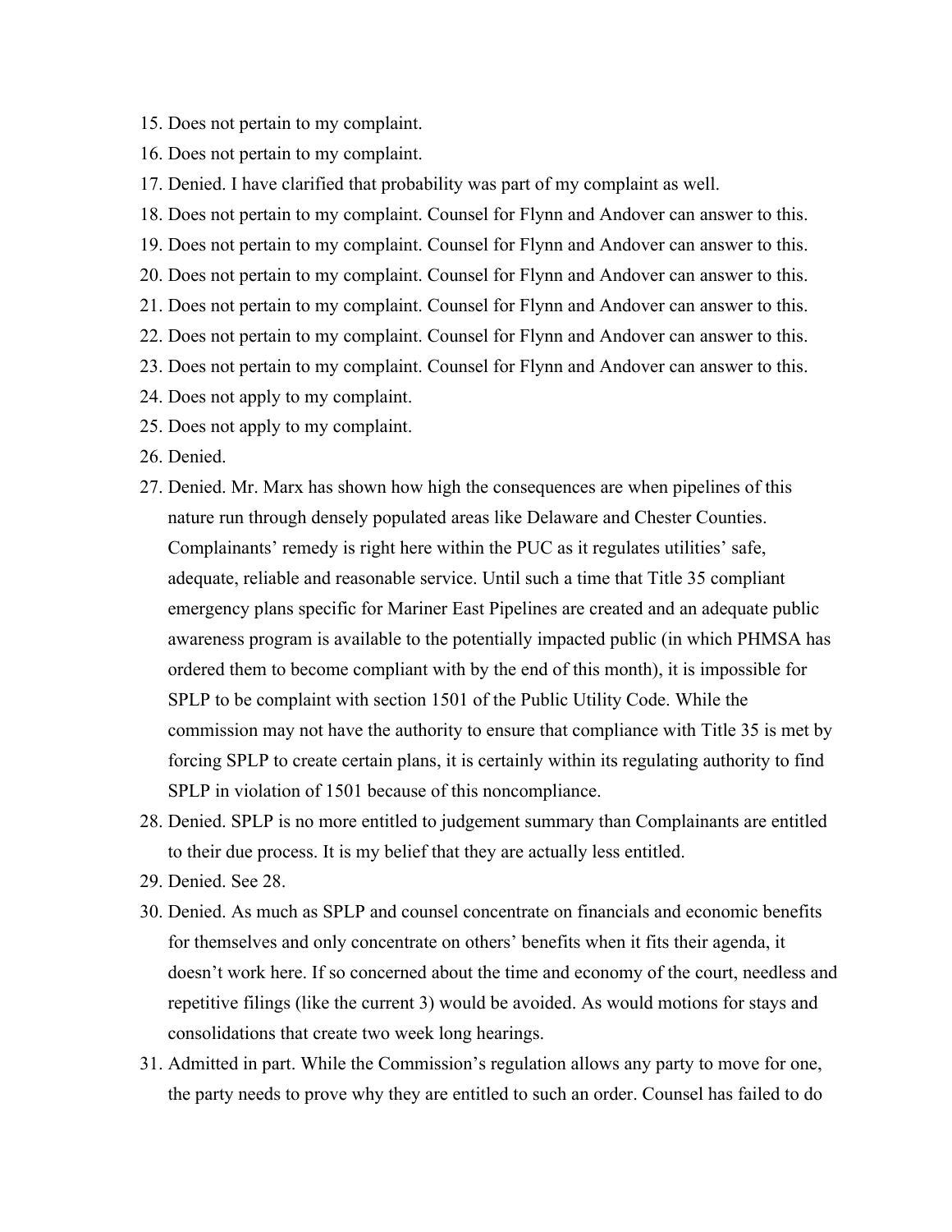15. Does not pertain to my complaint.
16. Does not pertain to my complaint.
17. Denied. I have clarified that probability was part of my complaint as well.
18. Does not pertain to my complaint. Counsel for Flynn and Andover can answer to this.
19. Does not pertain to my complaint. Counsel for Flynn and Andover can answer to this.
20. Does not pertain to my complaint. Counsel for Flynn and Andover can answer to this.
21. Does not pertain to my complaint. Counsel for Flynn and Andover can answer to this.
22. Does not pertain to my complaint. Counsel for Flynn and Andover can answer to this.
23. Does not pertain to my complaint. Counsel for Flynn and Andover can answer to this.
24. Does not apply to my complaint.
25. Does not apply to my complaint.
26. Denied.
27. Denied. Mr. Marx has shown how high the consequences are when pipelines of this nature run through densely populated areas like Delaware and Chester Counties. Complainants' remedy is right here within the PUC as it regulates utilities' safe, adequate, reliable and reasonable service. Until such a time that Title 35 compliant emergency plans specific for Mariner East Pipelines are created and an adequate public awareness program is available to the potentially impacted public (in which PHMSA has ordered them to become compliant with by the end of this month), it is impossible for SPLP to be complaint with section 1501 of the Public Utility Code. While the commission may not have the authority to ensure that compliance with Title 35 is met by forcing SPLP to create certain plans, it is certainly within its regulating authority to find SPLP in violation of 1501 because of this noncompliance.
28. Denied. SPLP is no more entitled to judgement summary than Complainants are entitled to their due process. It is my belief that they are actually less entitled.
29. Denied. See 28.
30. Denied. As much as SPLP and counsel concentrate on financials and economic benefits for themselves and only concentrate on others' benefits when it fits their agenda, it doesn't work here. If so concerned about the time and economy of the court, needless and repetitive filings (like the current 3) would be avoided. As would motions for stays and consolidations that create two week long hearings.
31. Admitted in part. While the Commission's regulation allows any party to move for one, the party needs to prove why they are entitled to such an order. Counsel has failed to do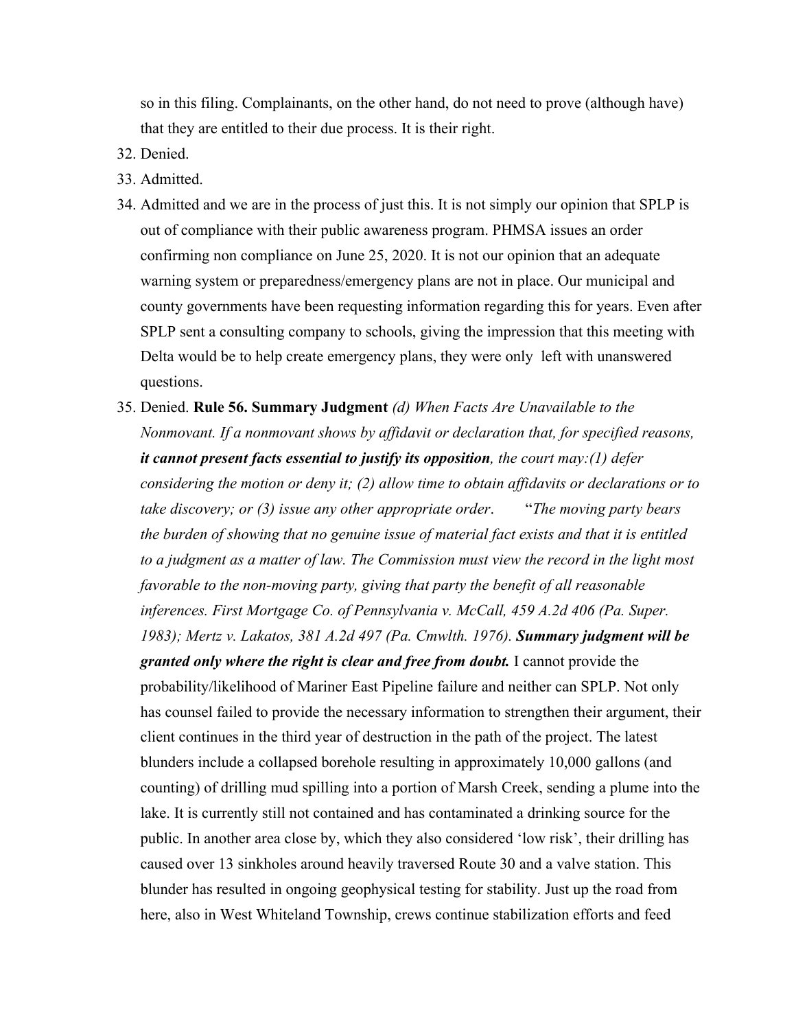so in this filing. Complainants, on the other hand, do not need to prove (although have) that they are entitled to their due process. It is their right.

32. Denied.
33. Admitted.
34. Admitted and we are in the process of just this. It is not simply our opinion that SPLP is out of compliance with their public awareness program. PHMSA issues an order confirming non compliance on June 25, 2020. It is not our opinion that an adequate warning system or preparedness/emergency plans are not in place. Our municipal and county governments have been requesting information regarding this for years. Even after SPLP sent a consulting company to schools, giving the impression that this meeting with Delta would be to help create emergency plans, they were only left with unanswered questions.
35. Denied. **Rule 56. Summary Judgment** *(d) When Facts Are Unavailable to the Nonmovant. If a nonmovant shows by affidavit or declaration that, for specified reasons,* ***it cannot present facts essential to justify its opposition****, the court may:(1) defer considering the motion or deny it; (2) allow time to obtain affidavits or declarations or to take discovery; or (3) issue any other appropriate order*. "*The moving party bears the burden of showing that no genuine issue of material fact exists and that it is entitled to a judgment as a matter of law. The Commission must view the record in the light most favorable to the non-moving party, giving that party the benefit of all reasonable inferences. First Mortgage Co. of Pennsylvania v. McCall, 459 A.2d 406 (Pa. Super. 1983); Mertz v. Lakatos, 381 A.2d 497 (Pa. Cmwlth. 1976).* ***Summary judgment will be granted only where the right is clear and free from doubt.*** I cannot provide the probability/likelihood of Mariner East Pipeline failure and neither can SPLP. Not only has counsel failed to provide the necessary information to strengthen their argument, their client continues in the third year of destruction in the path of the project. The latest blunders include a collapsed borehole resulting in approximately 10,000 gallons (and counting) of drilling mud spilling into a portion of Marsh Creek, sending a plume into the lake. It is currently still not contained and has contaminated a drinking source for the public. In another area close by, which they also considered 'low risk', their drilling has caused over 13 sinkholes around heavily traversed Route 30 and a valve station. This blunder has resulted in ongoing geophysical testing for stability. Just up the road from here, also in West Whiteland Township, crews continue stabilization efforts and feed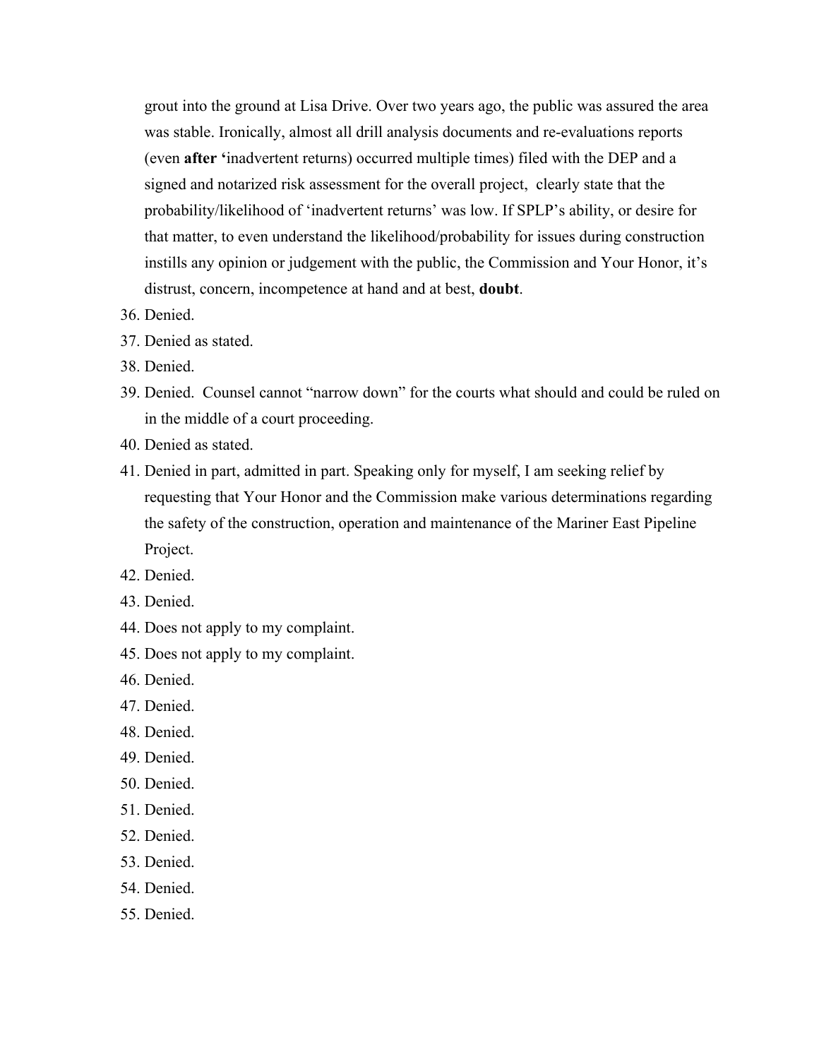grout into the ground at Lisa Drive. Over two years ago, the public was assured the area was stable. Ironically, almost all drill analysis documents and re-evaluations reports (even **after '**inadvertent returns) occurred multiple times) filed with the DEP and a signed and notarized risk assessment for the overall project, clearly state that the probability/likelihood of 'inadvertent returns' was low. If SPLP's ability, or desire for that matter, to even understand the likelihood/probability for issues during construction instills any opinion or judgement with the public, the Commission and Your Honor, it's distrust, concern, incompetence at hand and at best, **doubt**.

36. Denied.
37. Denied as stated.
38. Denied.
39. Denied. Counsel cannot "narrow down" for the courts what should and could be ruled on in the middle of a court proceeding.
40. Denied as stated.
41. Denied in part, admitted in part. Speaking only for myself, I am seeking relief by requesting that Your Honor and the Commission make various determinations regarding the safety of the construction, operation and maintenance of the Mariner East Pipeline Project.
42. Denied.
43. Denied.
44. Does not apply to my complaint.
45. Does not apply to my complaint.
46. Denied.
47. Denied.
48. Denied.
49. Denied.
50. Denied.
51. Denied.
52. Denied.
53. Denied.
54. Denied.
55. Denied.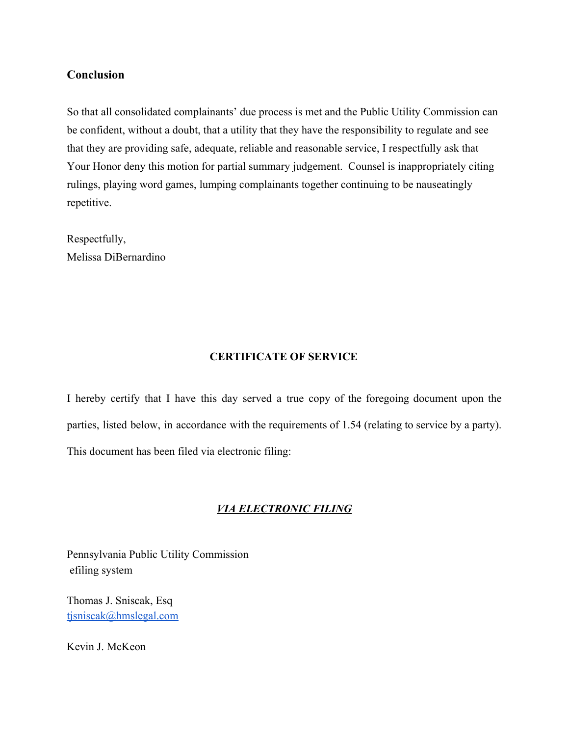## Conclusion

So that all consolidated complainants' due process is met and the Public Utility Commission can be confident, without a doubt, that a utility that they have the responsibility to regulate and see that they are providing safe, adequate, reliable and reasonable service, I respectfully ask that Your Honor deny this motion for partial summary judgement. Counsel is inappropriately citing rulings, playing word games, lumping complainants together continuing to be nauseatingly repetitive.

Respectfully,
Melissa DiBernardino

**CERTIFICATE OF SERVICE**

I hereby certify that I have this day served a true copy of the foregoing document upon the parties, listed below, in accordance with the requirements of 1.54 (relating to service by a party). This document has been filed via electronic filing:

***VIA ELECTRONIC FILING***

Pennsylvania Public Utility Commission
efiling system

Thomas J. Sniscak, Esq
tjsniscak@hmslegal.com

Kevin J. McKeon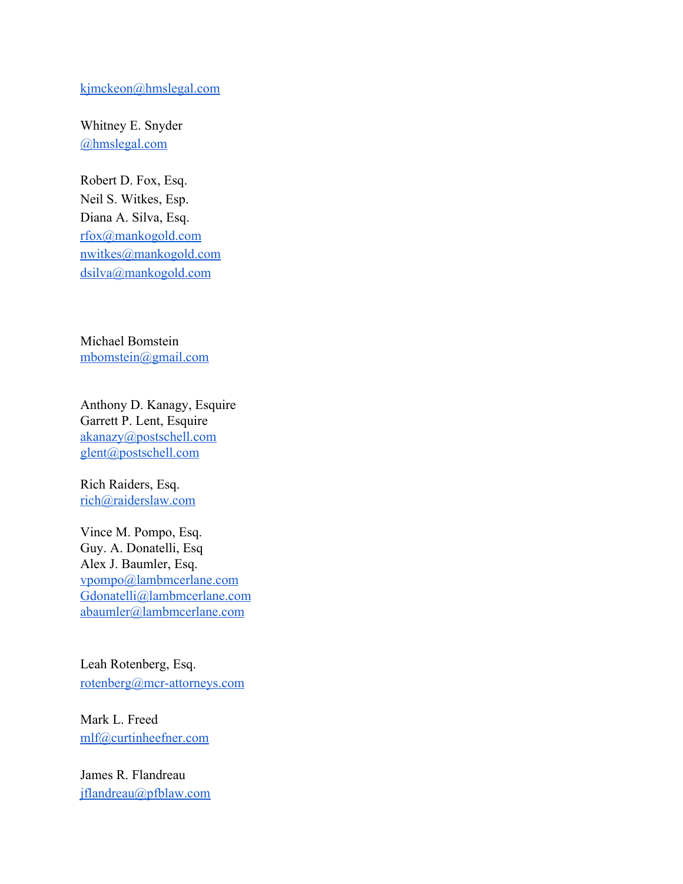kjmckeon@hmslegal.com

Whitney E. Snyder
@hmslegal.com

Robert D. Fox, Esq.
Neil S. Witkes, Esp.
Diana A. Silva, Esq.
rfox@mankogold.com
nwitkes@mankogold.com
dsilva@mankogold.com

Michael Bomstein
mbomstein@gmail.com

Anthony D. Kanagy, Esquire
Garrett P. Lent, Esquire
akanazy@postschell.com
glent@postschell.com

Rich Raiders, Esq.
rich@raiderslaw.com

Vince M. Pompo, Esq.
Guy. A. Donatelli, Esq
Alex J. Baumler, Esq.
vpompo@lambmcerlane.com
Gdonatelli@lambmcerlane.com
abaumler@lambmcerlane.com

Leah Rotenberg, Esq.
rotenberg@mcr-attorneys.com

Mark L. Freed
mlf@curtinheefner.com

James R. Flandreau
jflandreau@pfblaw.com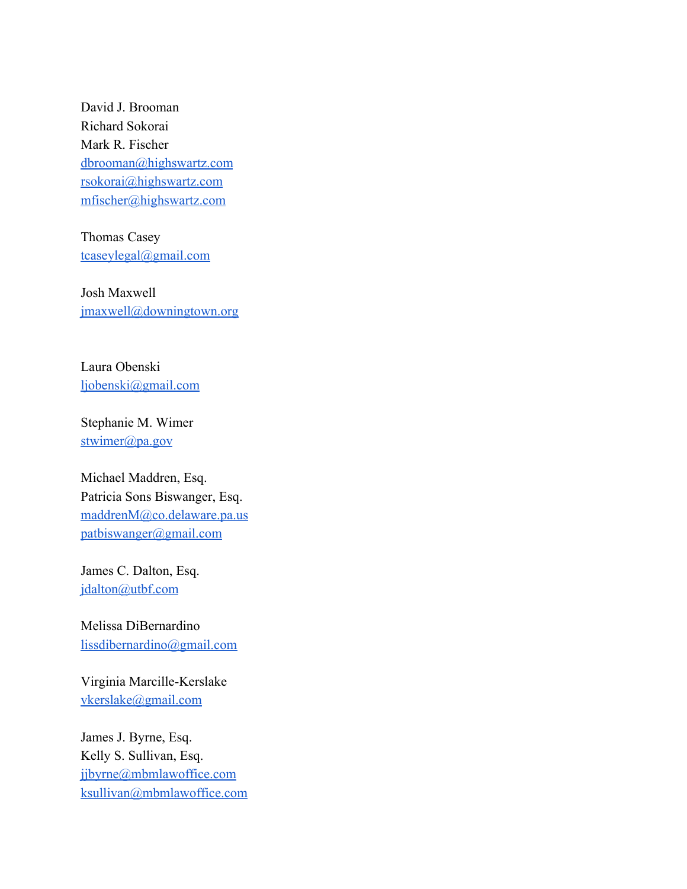David J. Brooman
Richard Sokorai
Mark R. Fischer
dbrooman@highswartz.com
rsokorai@highswartz.com
mfischer@highswartz.com

Thomas Casey
tcaseylegal@gmail.com

Josh Maxwell
jmaxwell@downingtown.org

Laura Obenski
ljobenski@gmail.com

Stephanie M. Wimer
stwimer@pa.gov

Michael Maddren, Esq.
Patricia Sons Biswanger, Esq.
maddrenM@co.delaware.pa.us
patbiswanger@gmail.com

James C. Dalton, Esq.
jdalton@utbf.com

Melissa DiBernardino
lissdibernardino@gmail.com

Virginia Marcille-Kerslake
vkerslake@gmail.com

James J. Byrne, Esq.
Kelly S. Sullivan, Esq.
jjbyrne@mbmlawoffice.com
ksullivan@mbmlawoffice.com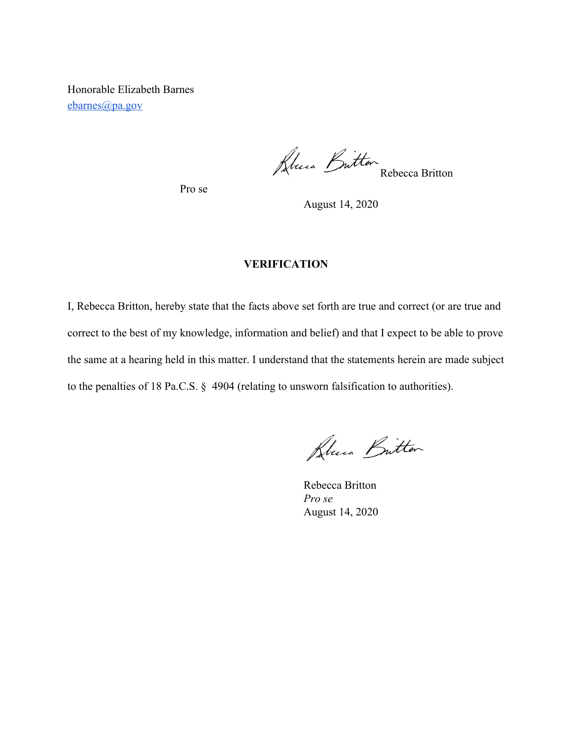Honorable Elizabeth Barnes
ebarnes@pa.gov

Rebecca Britton

Pro se

August 14, 2020

**VERIFICATION**

I, Rebecca Britton, hereby state that the facts above set forth are true and correct (or are true and correct to the best of my knowledge, information and belief) and that I expect to be able to prove the same at a hearing held in this matter. I understand that the statements herein are made subject to the penalties of 18 Pa.C.S. § 4904 (relating to unsworn falsification to authorities).

Rebecca Britton
*Pro se*
August 14, 2020